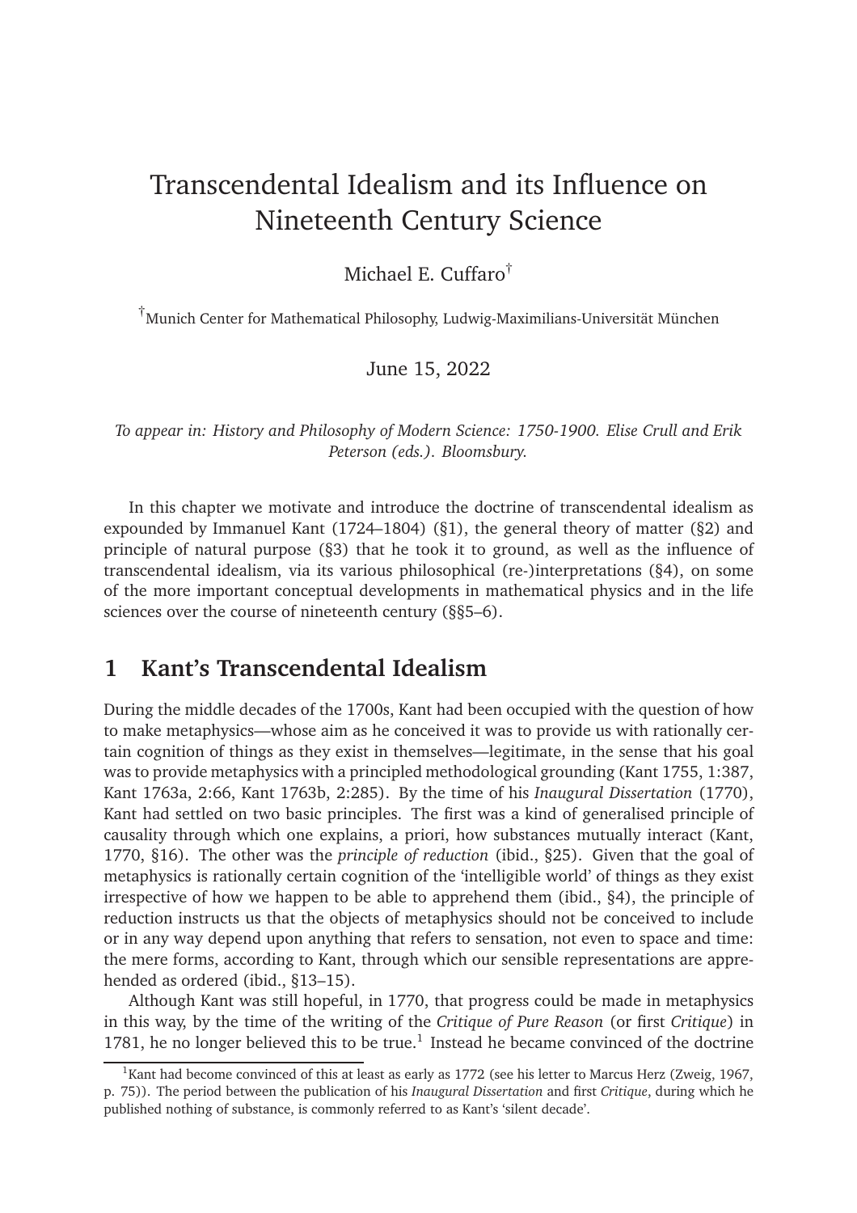# Transcendental Idealism and its Influence on Nineteenth Century Science

Michael E. Cuffaro[†]

[†]Munich Center for Mathematical Philosophy, Ludwig-Maximilians-Universität München

June 15, 2022

*To appear in: History and Philosophy of Modern Science: 1750-1900. Elise Crull and Erik Peterson (eds.). Bloomsbury.*

In this chapter we motivate and introduce the doctrine of transcendental idealism as expounded by Immanuel Kant (1724–1804) (§1), the general theory of matter (§2) and principle of natural purpose (§3) that he took it to ground, as well as the influence of transcendental idealism, via its various philosophical (re-)interpretations (§4), on some of the more important conceptual developments in mathematical physics and in the life sciences over the course of nineteenth century (§§5–6).

## 1 Kant's Transcendental Idealism

During the middle decades of the 1700s, Kant had been occupied with the question of how to make metaphysics—whose aim as he conceived it was to provide us with rationally certain cognition of things as they exist in themselves—legitimate, in the sense that his goal was to provide metaphysics with a principled methodological grounding (Kant 1755, 1:387, Kant 1763a, 2:66, Kant 1763b, 2:285). By the time of his *Inaugural Dissertation* (1770), Kant had settled on two basic principles. The first was a kind of generalised principle of causality through which one explains, a priori, how substances mutually interact (Kant, 1770, §16). The other was the *principle of reduction* (ibid., §25). Given that the goal of metaphysics is rationally certain cognition of the 'intelligible world' of things as they exist irrespective of how we happen to be able to apprehend them (ibid., §4), the principle of reduction instructs us that the objects of metaphysics should not be conceived to include or in any way depend upon anything that refers to sensation, not even to space and time: the mere forms, according to Kant, through which our sensible representations are apprehended as ordered (ibid., §13–15).

Although Kant was still hopeful, in 1770, that progress could be made in metaphysics in this way, by the time of the writing of the *Critique of Pure Reason* (or first *Critique*) in 1781, he no longer believed this to be true.[1] Instead he became convinced of the doctrine

[1]Kant had become convinced of this at least as early as 1772 (see his letter to Marcus Herz (Zweig, 1967, p. 75)). The period between the publication of his *Inaugural Dissertation* and first *Critique*, during which he published nothing of substance, is commonly referred to as Kant's 'silent decade'.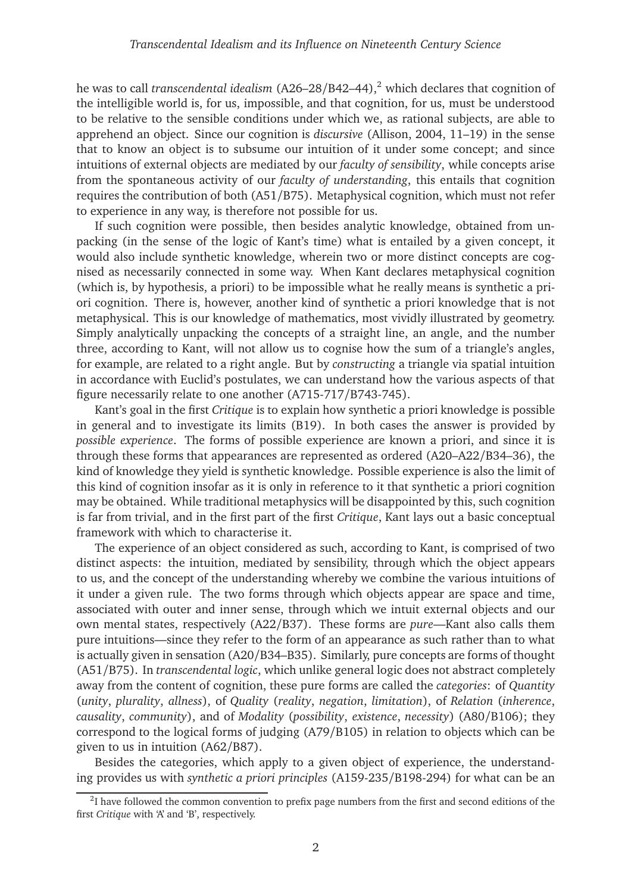he was to call *transcendental idealism* (A26–28/B42–44),[2] which declares that cognition of the intelligible world is, for us, impossible, and that cognition, for us, must be understood to be relative to the sensible conditions under which we, as rational subjects, are able to apprehend an object. Since our cognition is *discursive* (Allison, 2004, 11–19) in the sense that to know an object is to subsume our intuition of it under some concept; and since intuitions of external objects are mediated by our *faculty of sensibility*, while concepts arise from the spontaneous activity of our *faculty of understanding*, this entails that cognition requires the contribution of both (A51/B75). Metaphysical cognition, which must not refer to experience in any way, is therefore not possible for us.

If such cognition were possible, then besides analytic knowledge, obtained from unpacking (in the sense of the logic of Kant's time) what is entailed by a given concept, it would also include synthetic knowledge, wherein two or more distinct concepts are cognised as necessarily connected in some way. When Kant declares metaphysical cognition (which is, by hypothesis, a priori) to be impossible what he really means is synthetic a priori cognition. There is, however, another kind of synthetic a priori knowledge that is not metaphysical. This is our knowledge of mathematics, most vividly illustrated by geometry. Simply analytically unpacking the concepts of a straight line, an angle, and the number three, according to Kant, will not allow us to cognise how the sum of a triangle's angles, for example, are related to a right angle. But by *constructing* a triangle via spatial intuition in accordance with Euclid's postulates, we can understand how the various aspects of that figure necessarily relate to one another (A715-717/B743-745).

Kant's goal in the first *Critique* is to explain how synthetic a priori knowledge is possible in general and to investigate its limits (B19). In both cases the answer is provided by *possible experience*. The forms of possible experience are known a priori, and since it is through these forms that appearances are represented as ordered (A20–A22/B34–36), the kind of knowledge they yield is synthetic knowledge. Possible experience is also the limit of this kind of cognition insofar as it is only in reference to it that synthetic a priori cognition may be obtained. While traditional metaphysics will be disappointed by this, such cognition is far from trivial, and in the first part of the first *Critique*, Kant lays out a basic conceptual framework with which to characterise it.

The experience of an object considered as such, according to Kant, is comprised of two distinct aspects: the intuition, mediated by sensibility, through which the object appears to us, and the concept of the understanding whereby we combine the various intuitions of it under a given rule. The two forms through which objects appear are space and time, associated with outer and inner sense, through which we intuit external objects and our own mental states, respectively (A22/B37). These forms are *pure*—Kant also calls them pure intuitions—since they refer to the form of an appearance as such rather than to what is actually given in sensation (A20/B34–B35). Similarly, pure concepts are forms of thought (A51/B75). In *transcendental logic*, which unlike general logic does not abstract completely away from the content of cognition, these pure forms are called the *categories*: of *Quantity* (*unity*, *plurality*, *allness*), of *Quality* (*reality*, *negation*, *limitation*), of *Relation* (*inherence*, *causality*, *community*), and of *Modality* (*possibility*, *existence*, *necessity*) (A80/B106); they correspond to the logical forms of judging (A79/B105) in relation to objects which can be given to us in intuition (A62/B87).

Besides the categories, which apply to a given object of experience, the understanding provides us with *synthetic a priori principles* (A159-235/B198-294) for what can be an

[2] I have followed the common convention to prefix page numbers from the first and second editions of the first *Critique* with 'A' and 'B', respectively.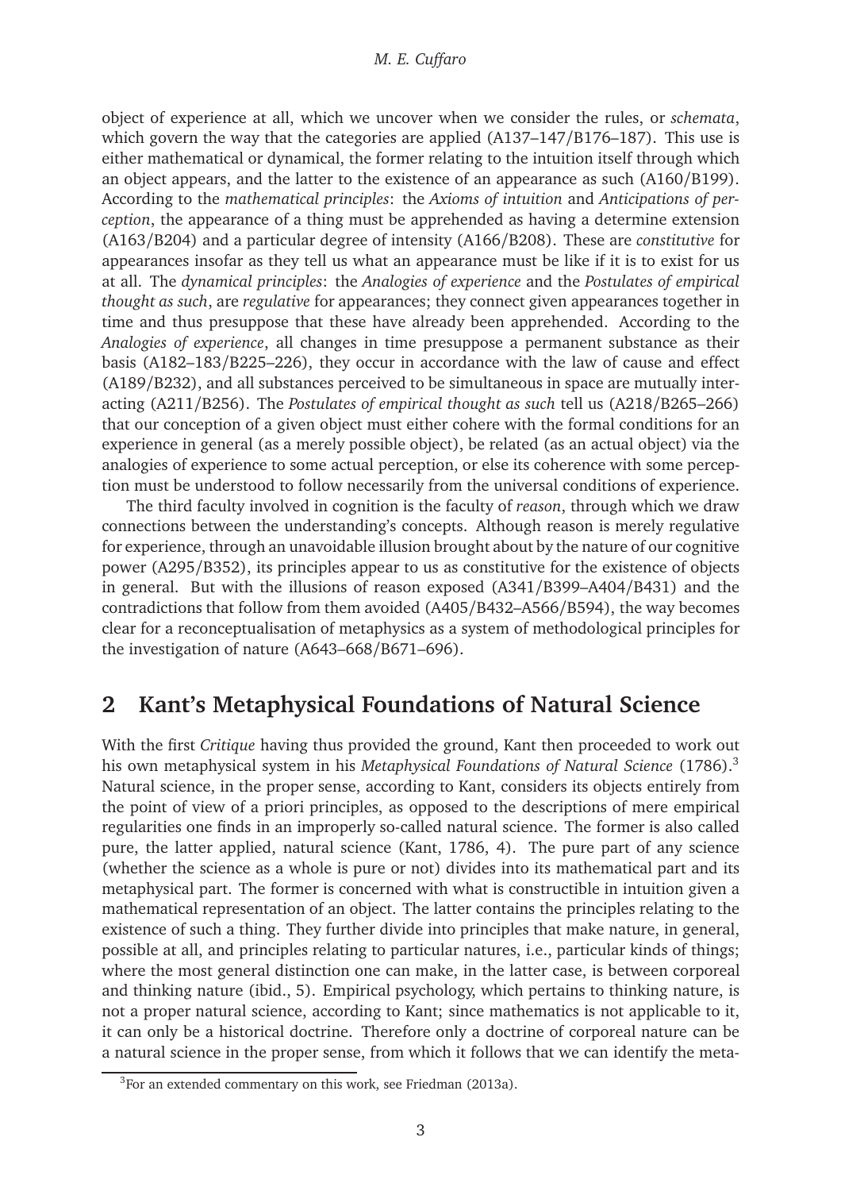object of experience at all, which we uncover when we consider the rules, or *schemata*, which govern the way that the categories are applied (A137–147/B176–187). This use is either mathematical or dynamical, the former relating to the intuition itself through which an object appears, and the latter to the existence of an appearance as such (A160/B199). According to the *mathematical principles*: the *Axioms of intuition* and *Anticipations of perception*, the appearance of a thing must be apprehended as having a determine extension (A163/B204) and a particular degree of intensity (A166/B208). These are *constitutive* for appearances insofar as they tell us what an appearance must be like if it is to exist for us at all. The *dynamical principles*: the *Analogies of experience* and the *Postulates of empirical thought as such*, are *regulative* for appearances; they connect given appearances together in time and thus presuppose that these have already been apprehended. According to the *Analogies of experience*, all changes in time presuppose a permanent substance as their basis (A182–183/B225–226), they occur in accordance with the law of cause and effect (A189/B232), and all substances perceived to be simultaneous in space are mutually interacting (A211/B256). The *Postulates of empirical thought as such* tell us (A218/B265–266) that our conception of a given object must either cohere with the formal conditions for an experience in general (as a merely possible object), be related (as an actual object) via the analogies of experience to some actual perception, or else its coherence with some perception must be understood to follow necessarily from the universal conditions of experience.

The third faculty involved in cognition is the faculty of *reason*, through which we draw connections between the understanding's concepts. Although reason is merely regulative for experience, through an unavoidable illusion brought about by the nature of our cognitive power (A295/B352), its principles appear to us as constitutive for the existence of objects in general. But with the illusions of reason exposed (A341/B399–A404/B431) and the contradictions that follow from them avoided (A405/B432–A566/B594), the way becomes clear for a reconceptualisation of metaphysics as a system of methodological principles for the investigation of nature (A643–668/B671–696).

## 2 Kant's Metaphysical Foundations of Natural Science

With the first *Critique* having thus provided the ground, Kant then proceeded to work out his own metaphysical system in his *Metaphysical Foundations of Natural Science* (1786).[3] Natural science, in the proper sense, according to Kant, considers its objects entirely from the point of view of a priori principles, as opposed to the descriptions of mere empirical regularities one finds in an improperly so-called natural science. The former is also called pure, the latter applied, natural science (Kant, 1786, 4). The pure part of any science (whether the science as a whole is pure or not) divides into its mathematical part and its metaphysical part. The former is concerned with what is constructible in intuition given a mathematical representation of an object. The latter contains the principles relating to the existence of such a thing. They further divide into principles that make nature, in general, possible at all, and principles relating to particular natures, i.e., particular kinds of things; where the most general distinction one can make, in the latter case, is between corporeal and thinking nature (ibid., 5). Empirical psychology, which pertains to thinking nature, is not a proper natural science, according to Kant; since mathematics is not applicable to it, it can only be a historical doctrine. Therefore only a doctrine of corporeal nature can be a natural science in the proper sense, from which it follows that we can identify the meta-

[3] For an extended commentary on this work, see Friedman (2013a).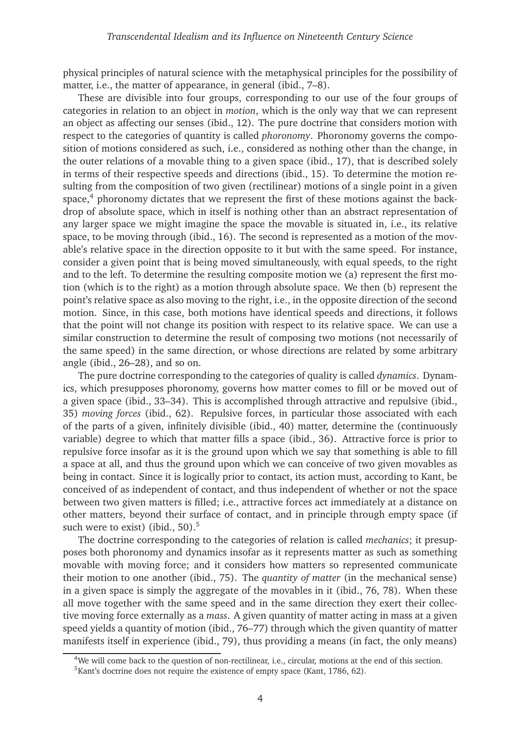physical principles of natural science with the metaphysical principles for the possibility of matter, i.e., the matter of appearance, in general (ibid., 7–8).

These are divisible into four groups, corresponding to our use of the four groups of categories in relation to an object in *motion*, which is the only way that we can represent an object as affecting our senses (ibid., 12). The pure doctrine that considers motion with respect to the categories of quantity is called *phoronomy*. Phoronomy governs the composition of motions considered as such, i.e., considered as nothing other than the change, in the outer relations of a movable thing to a given space (ibid., 17), that is described solely in terms of their respective speeds and directions (ibid., 15). To determine the motion resulting from the composition of two given (rectilinear) motions of a single point in a given space,[4] phoronomy dictates that we represent the first of these motions against the backdrop of absolute space, which in itself is nothing other than an abstract representation of any larger space we might imagine the space the movable is situated in, i.e., its relative space, to be moving through (ibid., 16). The second is represented as a motion of the movable's relative space in the direction opposite to it but with the same speed. For instance, consider a given point that is being moved simultaneously, with equal speeds, to the right and to the left. To determine the resulting composite motion we (a) represent the first motion (which is to the right) as a motion through absolute space. We then (b) represent the point's relative space as also moving to the right, i.e., in the opposite direction of the second motion. Since, in this case, both motions have identical speeds and directions, it follows that the point will not change its position with respect to its relative space. We can use a similar construction to determine the result of composing two motions (not necessarily of the same speed) in the same direction, or whose directions are related by some arbitrary angle (ibid., 26–28), and so on.

The pure doctrine corresponding to the categories of quality is called *dynamics*. Dynamics, which presupposes phoronomy, governs how matter comes to fill or be moved out of a given space (ibid., 33–34). This is accomplished through attractive and repulsive (ibid., 35) *moving forces* (ibid., 62). Repulsive forces, in particular those associated with each of the parts of a given, infinitely divisible (ibid., 40) matter, determine the (continuously variable) degree to which that matter fills a space (ibid., 36). Attractive force is prior to repulsive force insofar as it is the ground upon which we say that something is able to fill a space at all, and thus the ground upon which we can conceive of two given movables as being in contact. Since it is logically prior to contact, its action must, according to Kant, be conceived of as independent of contact, and thus independent of whether or not the space between two given matters is filled; i.e., attractive forces act immediately at a distance on other matters, beyond their surface of contact, and in principle through empty space (if such were to exist) (ibid., 50).[5]

The doctrine corresponding to the categories of relation is called *mechanics*; it presupposes both phoronomy and dynamics insofar as it represents matter as such as something movable with moving force; and it considers how matters so represented communicate their motion to one another (ibid., 75). The *quantity of matter* (in the mechanical sense) in a given space is simply the aggregate of the movables in it (ibid., 76, 78). When these all move together with the same speed and in the same direction they exert their collective moving force externally as a *mass*. A given quantity of matter acting in mass at a given speed yields a quantity of motion (ibid., 76–77) through which the given quantity of matter manifests itself in experience (ibid., 79), thus providing a means (in fact, the only means)

[4] We will come back to the question of non-rectilinear, i.e., circular, motions at the end of this section.

[5] Kant's doctrine does not require the existence of empty space (Kant, 1786, 62).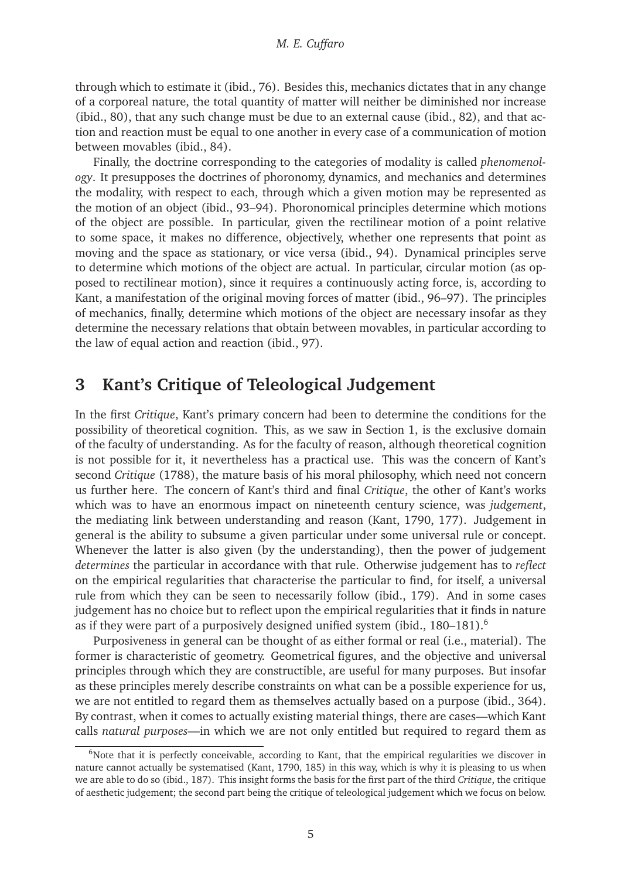through which to estimate it (ibid., 76). Besides this, mechanics dictates that in any change of a corporeal nature, the total quantity of matter will neither be diminished nor increase (ibid., 80), that any such change must be due to an external cause (ibid., 82), and that action and reaction must be equal to one another in every case of a communication of motion between movables (ibid., 84).

Finally, the doctrine corresponding to the categories of modality is called *phenomenology*. It presupposes the doctrines of phoronomy, dynamics, and mechanics and determines the modality, with respect to each, through which a given motion may be represented as the motion of an object (ibid., 93–94). Phoronomical principles determine which motions of the object are possible. In particular, given the rectilinear motion of a point relative to some space, it makes no difference, objectively, whether one represents that point as moving and the space as stationary, or vice versa (ibid., 94). Dynamical principles serve to determine which motions of the object are actual. In particular, circular motion (as opposed to rectilinear motion), since it requires a continuously acting force, is, according to Kant, a manifestation of the original moving forces of matter (ibid., 96–97). The principles of mechanics, finally, determine which motions of the object are necessary insofar as they determine the necessary relations that obtain between movables, in particular according to the law of equal action and reaction (ibid., 97).

## 3 Kant's Critique of Teleological Judgement

In the first *Critique*, Kant's primary concern had been to determine the conditions for the possibility of theoretical cognition. This, as we saw in Section 1, is the exclusive domain of the faculty of understanding. As for the faculty of reason, although theoretical cognition is not possible for it, it nevertheless has a practical use. This was the concern of Kant's second *Critique* (1788), the mature basis of his moral philosophy, which need not concern us further here. The concern of Kant's third and final *Critique*, the other of Kant's works which was to have an enormous impact on nineteenth century science, was *judgement*, the mediating link between understanding and reason (Kant, 1790, 177). Judgement in general is the ability to subsume a given particular under some universal rule or concept. Whenever the latter is also given (by the understanding), then the power of judgement *determines* the particular in accordance with that rule. Otherwise judgement has to *reflect* on the empirical regularities that characterise the particular to find, for itself, a universal rule from which they can be seen to necessarily follow (ibid., 179). And in some cases judgement has no choice but to reflect upon the empirical regularities that it finds in nature as if they were part of a purposively designed unified system (ibid., 180–181).[6]

Purposiveness in general can be thought of as either formal or real (i.e., material). The former is characteristic of geometry. Geometrical figures, and the objective and universal principles through which they are constructible, are useful for many purposes. But insofar as these principles merely describe constraints on what can be a possible experience for us, we are not entitled to regard them as themselves actually based on a purpose (ibid., 364). By contrast, when it comes to actually existing material things, there are cases—which Kant calls *natural purposes*—in which we are not only entitled but required to regard them as

[6]Note that it is perfectly conceivable, according to Kant, that the empirical regularities we discover in nature cannot actually be systematised (Kant, 1790, 185) in this way, which is why it is pleasing to us when we are able to do so (ibid., 187). This insight forms the basis for the first part of the third *Critique*, the critique of aesthetic judgement; the second part being the critique of teleological judgement which we focus on below.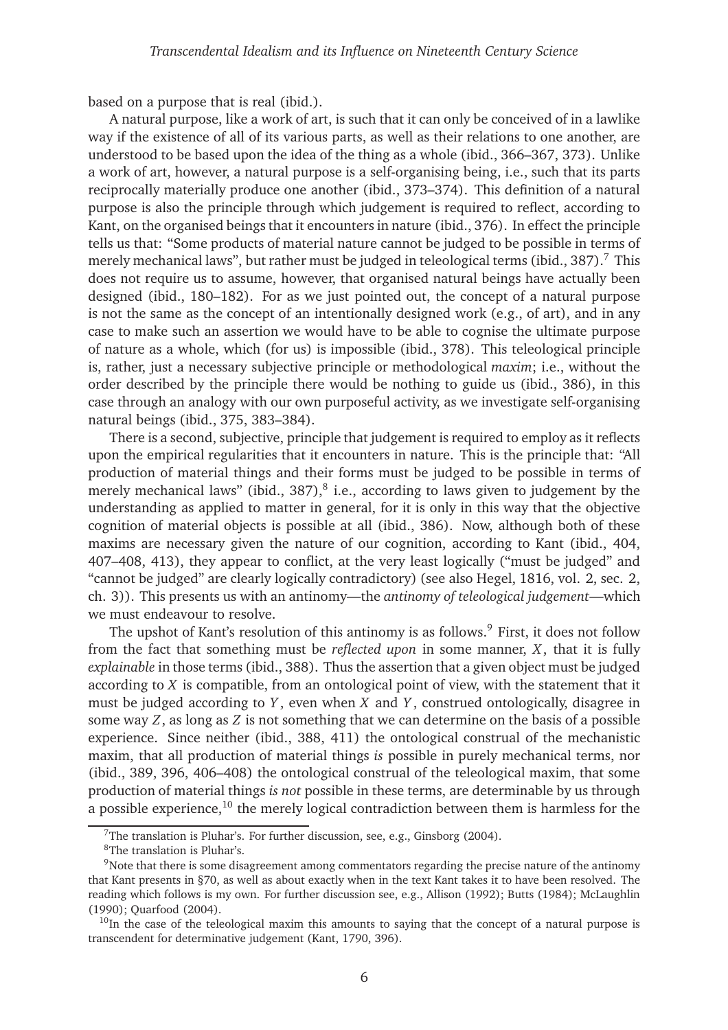based on a purpose that is real (ibid.).

A natural purpose, like a work of art, is such that it can only be conceived of in a lawlike way if the existence of all of its various parts, as well as their relations to one another, are understood to be based upon the idea of the thing as a whole (ibid., 366–367, 373). Unlike a work of art, however, a natural purpose is a self-organising being, i.e., such that its parts reciprocally materially produce one another (ibid., 373–374). This definition of a natural purpose is also the principle through which judgement is required to reflect, according to Kant, on the organised beings that it encounters in nature (ibid., 376). In effect the principle tells us that: "Some products of material nature cannot be judged to be possible in terms of merely mechanical laws", but rather must be judged in teleological terms (ibid., 387).[7] This does not require us to assume, however, that organised natural beings have actually been designed (ibid., 180–182). For as we just pointed out, the concept of a natural purpose is not the same as the concept of an intentionally designed work (e.g., of art), and in any case to make such an assertion we would have to be able to cognise the ultimate purpose of nature as a whole, which (for us) is impossible (ibid., 378). This teleological principle is, rather, just a necessary subjective principle or methodological *maxim*; i.e., without the order described by the principle there would be nothing to guide us (ibid., 386), in this case through an analogy with our own purposeful activity, as we investigate self-organising natural beings (ibid., 375, 383–384).

There is a second, subjective, principle that judgement is required to employ as it reflects upon the empirical regularities that it encounters in nature. This is the principle that: "All production of material things and their forms must be judged to be possible in terms of merely mechanical laws" (ibid., 387),[8] i.e., according to laws given to judgement by the understanding as applied to matter in general, for it is only in this way that the objective cognition of material objects is possible at all (ibid., 386). Now, although both of these maxims are necessary given the nature of our cognition, according to Kant (ibid., 404, 407–408, 413), they appear to conflict, at the very least logically ("must be judged" and "cannot be judged" are clearly logically contradictory) (see also Hegel, 1816, vol. 2, sec. 2, ch. 3)). This presents us with an antinomy—the *antinomy of teleological judgement*—which we must endeavour to resolve.

The upshot of Kant's resolution of this antinomy is as follows.[9] First, it does not follow from the fact that something must be *reflected upon* in some manner, $X$, that it is fully *explainable* in those terms (ibid., 388). Thus the assertion that a given object must be judged according to $X$ is compatible, from an ontological point of view, with the statement that it must be judged according to $Y$, even when $X$ and $Y$, construed ontologically, disagree in some way $Z$, as long as $Z$ is not something that we can determine on the basis of a possible experience. Since neither (ibid., 388, 411) the ontological construal of the mechanistic maxim, that all production of material things *is* possible in purely mechanical terms, nor (ibid., 389, 396, 406–408) the ontological construal of the teleological maxim, that some production of material things *is not* possible in these terms, are determinable by us through a possible experience,[10] the merely logical contradiction between them is harmless for the

[7] The translation is Pluhar's. For further discussion, see, e.g., Ginsborg (2004).

[8] The translation is Pluhar's.

[9] Note that there is some disagreement among commentators regarding the precise nature of the antinomy that Kant presents in §70, as well as about exactly when in the text Kant takes it to have been resolved. The reading which follows is my own. For further discussion see, e.g., Allison (1992); Butts (1984); McLaughlin (1990); Quarfood (2004).

[10] In the case of the teleological maxim this amounts to saying that the concept of a natural purpose is transcendent for determinative judgement (Kant, 1790, 396).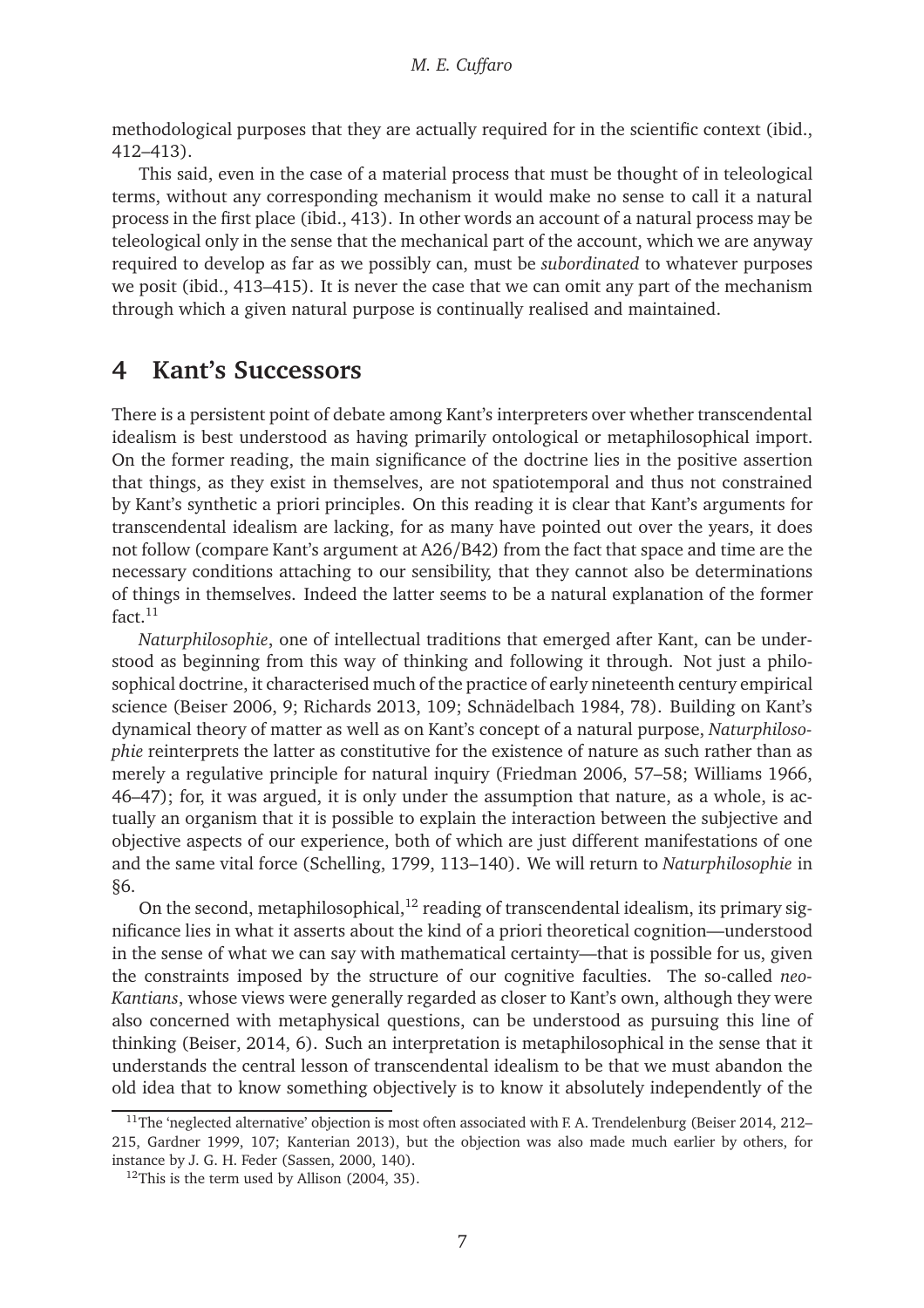methodological purposes that they are actually required for in the scientific context (ibid., 412–413).

This said, even in the case of a material process that must be thought of in teleological terms, without any corresponding mechanism it would make no sense to call it a natural process in the first place (ibid., 413). In other words an account of a natural process may be teleological only in the sense that the mechanical part of the account, which we are anyway required to develop as far as we possibly can, must be *subordinated* to whatever purposes we posit (ibid., 413–415). It is never the case that we can omit any part of the mechanism through which a given natural purpose is continually realised and maintained.

# 4 Kant's Successors

There is a persistent point of debate among Kant's interpreters over whether transcendental idealism is best understood as having primarily ontological or metaphilosophical import. On the former reading, the main significance of the doctrine lies in the positive assertion that things, as they exist in themselves, are not spatiotemporal and thus not constrained by Kant's synthetic a priori principles. On this reading it is clear that Kant's arguments for transcendental idealism are lacking, for as many have pointed out over the years, it does not follow (compare Kant's argument at A26/B42) from the fact that space and time are the necessary conditions attaching to our sensibility, that they cannot also be determinations of things in themselves. Indeed the latter seems to be a natural explanation of the former fact.[11]

*Naturphilosophie*, one of intellectual traditions that emerged after Kant, can be understood as beginning from this way of thinking and following it through. Not just a philosophical doctrine, it characterised much of the practice of early nineteenth century empirical science (Beiser 2006, 9; Richards 2013, 109; Schnädelbach 1984, 78). Building on Kant's dynamical theory of matter as well as on Kant's concept of a natural purpose, *Naturphilosophie* reinterprets the latter as constitutive for the existence of nature as such rather than as merely a regulative principle for natural inquiry (Friedman 2006, 57–58; Williams 1966, 46–47); for, it was argued, it is only under the assumption that nature, as a whole, is actually an organism that it is possible to explain the interaction between the subjective and objective aspects of our experience, both of which are just different manifestations of one and the same vital force (Schelling, 1799, 113–140). We will return to *Naturphilosophie* in §6.

On the second, metaphilosophical,[12] reading of transcendental idealism, its primary significance lies in what it asserts about the kind of a priori theoretical cognition—understood in the sense of what we can say with mathematical certainty—that is possible for us, given the constraints imposed by the structure of our cognitive faculties. The so-called *neo-Kantians*, whose views were generally regarded as closer to Kant's own, although they were also concerned with metaphysical questions, can be understood as pursuing this line of thinking (Beiser, 2014, 6). Such an interpretation is metaphilosophical in the sense that it understands the central lesson of transcendental idealism to be that we must abandon the old idea that to know something objectively is to know it absolutely independently of the

[11] The 'neglected alternative' objection is most often associated with F. A. Trendelenburg (Beiser 2014, 212–215, Gardner 1999, 107; Kanterian 2013), but the objection was also made much earlier by others, for instance by J. G. H. Feder (Sassen, 2000, 140).

[12] This is the term used by Allison (2004, 35).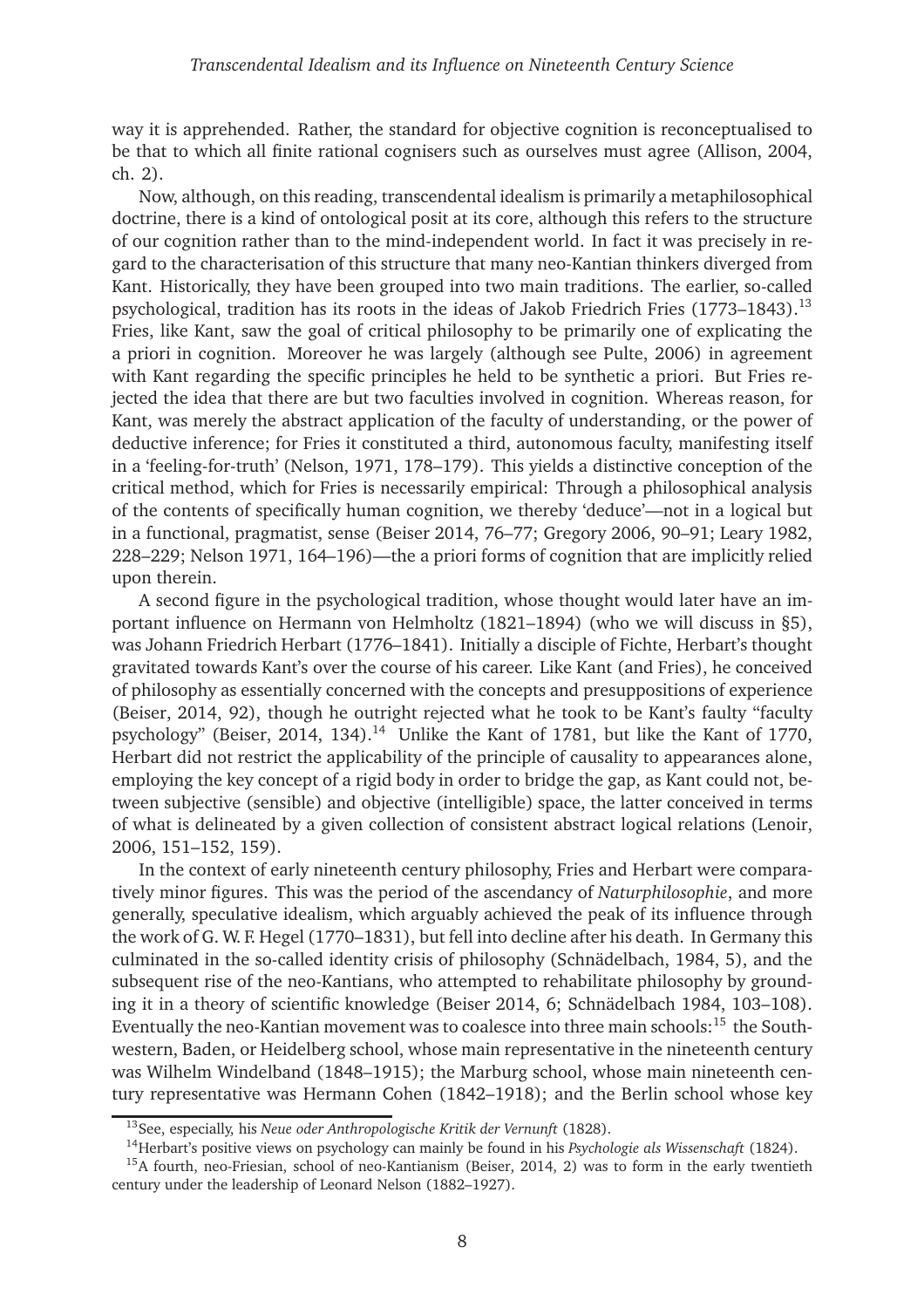way it is apprehended. Rather, the standard for objective cognition is reconceptualised to be that to which all finite rational cognisers such as ourselves must agree (Allison, 2004, ch. 2).

Now, although, on this reading, transcendental idealism is primarily a metaphilosophical doctrine, there is a kind of ontological posit at its core, although this refers to the structure of our cognition rather than to the mind-independent world. In fact it was precisely in regard to the characterisation of this structure that many neo-Kantian thinkers diverged from Kant. Historically, they have been grouped into two main traditions. The earlier, so-called psychological, tradition has its roots in the ideas of Jakob Friedrich Fries (1773–1843).[13] Fries, like Kant, saw the goal of critical philosophy to be primarily one of explicating the a priori in cognition. Moreover he was largely (although see Pulte, 2006) in agreement with Kant regarding the specific principles he held to be synthetic a priori. But Fries rejected the idea that there are but two faculties involved in cognition. Whereas reason, for Kant, was merely the abstract application of the faculty of understanding, or the power of deductive inference; for Fries it constituted a third, autonomous faculty, manifesting itself in a 'feeling-for-truth' (Nelson, 1971, 178–179). This yields a distinctive conception of the critical method, which for Fries is necessarily empirical: Through a philosophical analysis of the contents of specifically human cognition, we thereby 'deduce'—not in a logical but in a functional, pragmatist, sense (Beiser 2014, 76–77; Gregory 2006, 90–91; Leary 1982, 228–229; Nelson 1971, 164–196)—the a priori forms of cognition that are implicitly relied upon therein.

A second figure in the psychological tradition, whose thought would later have an important influence on Hermann von Helmholtz (1821–1894) (who we will discuss in §5), was Johann Friedrich Herbart (1776–1841). Initially a disciple of Fichte, Herbart's thought gravitated towards Kant's over the course of his career. Like Kant (and Fries), he conceived of philosophy as essentially concerned with the concepts and presuppositions of experience (Beiser, 2014, 92), though he outright rejected what he took to be Kant's faulty "faculty psychology" (Beiser, 2014, 134).[14] Unlike the Kant of 1781, but like the Kant of 1770, Herbart did not restrict the applicability of the principle of causality to appearances alone, employing the key concept of a rigid body in order to bridge the gap, as Kant could not, between subjective (sensible) and objective (intelligible) space, the latter conceived in terms of what is delineated by a given collection of consistent abstract logical relations (Lenoir, 2006, 151–152, 159).

In the context of early nineteenth century philosophy, Fries and Herbart were comparatively minor figures. This was the period of the ascendancy of *Naturphilosophie*, and more generally, speculative idealism, which arguably achieved the peak of its influence through the work of G. W. F. Hegel (1770–1831), but fell into decline after his death. In Germany this culminated in the so-called identity crisis of philosophy (Schnädelbach, 1984, 5), and the subsequent rise of the neo-Kantians, who attempted to rehabilitate philosophy by grounding it in a theory of scientific knowledge (Beiser 2014, 6; Schnädelbach 1984, 103–108). Eventually the neo-Kantian movement was to coalesce into three main schools:[15] the Southwestern, Baden, or Heidelberg school, whose main representative in the nineteenth century was Wilhelm Windelband (1848–1915); the Marburg school, whose main nineteenth century representative was Hermann Cohen (1842–1918); and the Berlin school whose key

[13] See, especially, his *Neue oder Anthropologische Kritik der Vernunft* (1828).

[14] Herbart's positive views on psychology can mainly be found in his *Psychologie als Wissenschaft* (1824).

[15] A fourth, neo-Friesian, school of neo-Kantianism (Beiser, 2014, 2) was to form in the early twentieth century under the leadership of Leonard Nelson (1882–1927).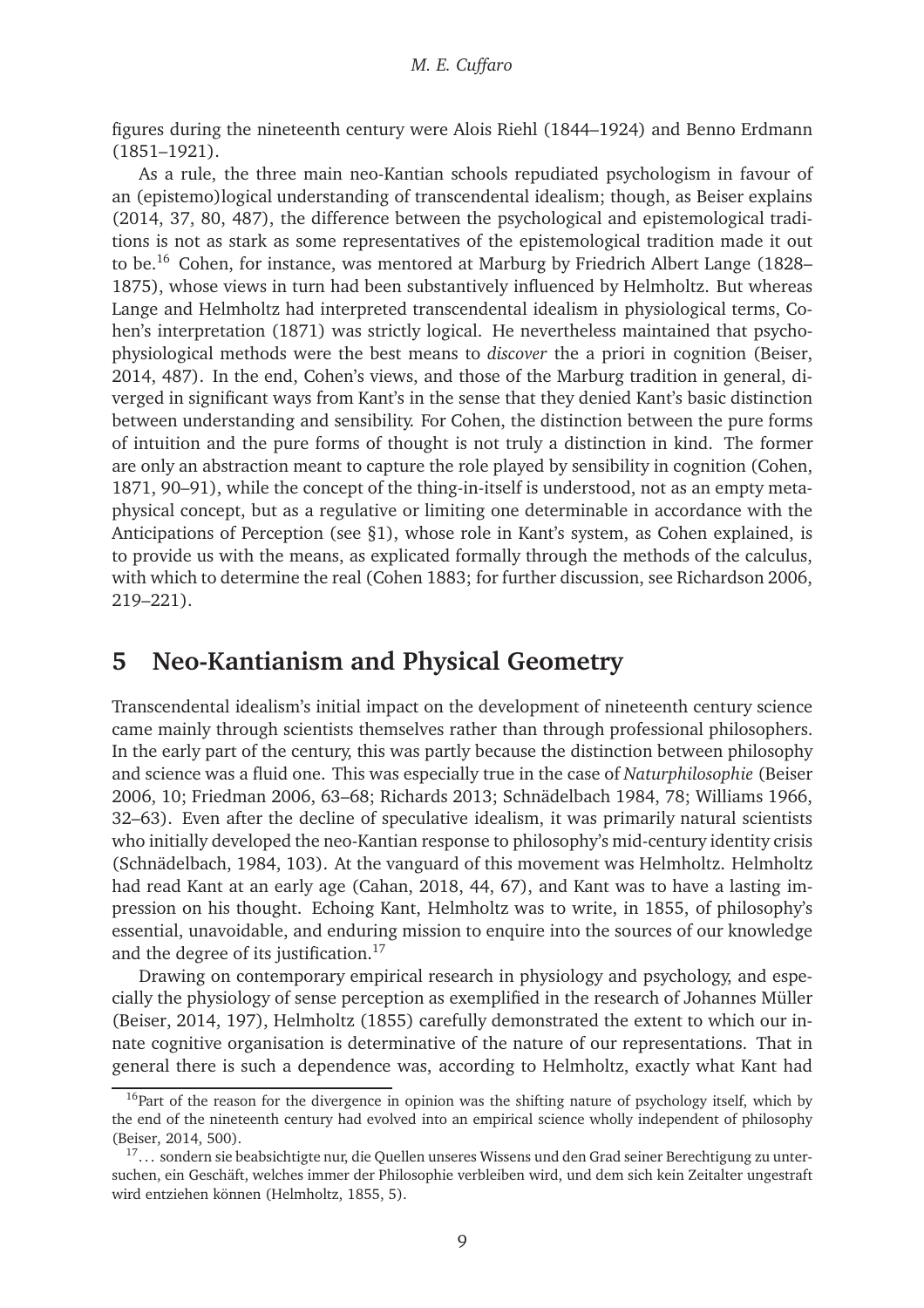figures during the nineteenth century were Alois Riehl (1844–1924) and Benno Erdmann (1851–1921).

As a rule, the three main neo-Kantian schools repudiated psychologism in favour of an (epistemo)logical understanding of transcendental idealism; though, as Beiser explains (2014, 37, 80, 487), the difference between the psychological and epistemological traditions is not as stark as some representatives of the epistemological tradition made it out to be.[16] Cohen, for instance, was mentored at Marburg by Friedrich Albert Lange (1828–1875), whose views in turn had been substantively influenced by Helmholtz. But whereas Lange and Helmholtz had interpreted transcendental idealism in physiological terms, Cohen's interpretation (1871) was strictly logical. He nevertheless maintained that psychophysiological methods were the best means to *discover* the a priori in cognition (Beiser, 2014, 487). In the end, Cohen's views, and those of the Marburg tradition in general, diverged in significant ways from Kant's in the sense that they denied Kant's basic distinction between understanding and sensibility. For Cohen, the distinction between the pure forms of intuition and the pure forms of thought is not truly a distinction in kind. The former are only an abstraction meant to capture the role played by sensibility in cognition (Cohen, 1871, 90–91), while the concept of the thing-in-itself is understood, not as an empty metaphysical concept, but as a regulative or limiting one determinable in accordance with the Anticipations of Perception (see §1), whose role in Kant's system, as Cohen explained, is to provide us with the means, as explicated formally through the methods of the calculus, with which to determine the real (Cohen 1883; for further discussion, see Richardson 2006, 219–221).

# 5 Neo-Kantianism and Physical Geometry

Transcendental idealism's initial impact on the development of nineteenth century science came mainly through scientists themselves rather than through professional philosophers. In the early part of the century, this was partly because the distinction between philosophy and science was a fluid one. This was especially true in the case of *Naturphilosophie* (Beiser 2006, 10; Friedman 2006, 63–68; Richards 2013; Schnädelbach 1984, 78; Williams 1966, 32–63). Even after the decline of speculative idealism, it was primarily natural scientists who initially developed the neo-Kantian response to philosophy's mid-century identity crisis (Schnädelbach, 1984, 103). At the vanguard of this movement was Helmholtz. Helmholtz had read Kant at an early age (Cahan, 2018, 44, 67), and Kant was to have a lasting impression on his thought. Echoing Kant, Helmholtz was to write, in 1855, of philosophy's essential, unavoidable, and enduring mission to enquire into the sources of our knowledge and the degree of its justification.[17]

Drawing on contemporary empirical research in physiology and psychology, and especially the physiology of sense perception as exemplified in the research of Johannes Müller (Beiser, 2014, 197), Helmholtz (1855) carefully demonstrated the extent to which our innate cognitive organisation is determinative of the nature of our representations. That in general there is such a dependence was, according to Helmholtz, exactly what Kant had

[16] Part of the reason for the divergence in opinion was the shifting nature of psychology itself, which by the end of the nineteenth century had evolved into an empirical science wholly independent of philosophy (Beiser, 2014, 500).

[17] ... sondern sie beabsichtigte nur, die Quellen unseres Wissens und den Grad seiner Berechtigung zu untersuchen, ein Geschäft, welches immer der Philosophie verbleiben wird, und dem sich kein Zeitalter ungestraft wird entziehen können (Helmholtz, 1855, 5).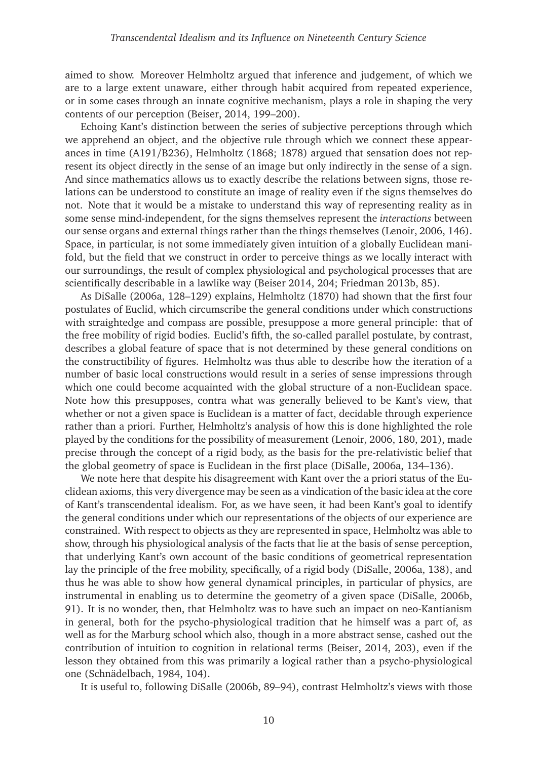aimed to show. Moreover Helmholtz argued that inference and judgement, of which we are to a large extent unaware, either through habit acquired from repeated experience, or in some cases through an innate cognitive mechanism, plays a role in shaping the very contents of our perception (Beiser, 2014, 199–200).

Echoing Kant's distinction between the series of subjective perceptions through which we apprehend an object, and the objective rule through which we connect these appearances in time (A191/B236), Helmholtz (1868; 1878) argued that sensation does not represent its object directly in the sense of an image but only indirectly in the sense of a sign. And since mathematics allows us to exactly describe the relations between signs, those relations can be understood to constitute an image of reality even if the signs themselves do not. Note that it would be a mistake to understand this way of representing reality as in some sense mind-independent, for the signs themselves represent the *interactions* between our sense organs and external things rather than the things themselves (Lenoir, 2006, 146). Space, in particular, is not some immediately given intuition of a globally Euclidean manifold, but the field that we construct in order to perceive things as we locally interact with our surroundings, the result of complex physiological and psychological processes that are scientifically describable in a lawlike way (Beiser 2014, 204; Friedman 2013b, 85).

As DiSalle (2006a, 128–129) explains, Helmholtz (1870) had shown that the first four postulates of Euclid, which circumscribe the general conditions under which constructions with straightedge and compass are possible, presuppose a more general principle: that of the free mobility of rigid bodies. Euclid's fifth, the so-called parallel postulate, by contrast, describes a global feature of space that is not determined by these general conditions on the constructibility of figures. Helmholtz was thus able to describe how the iteration of a number of basic local constructions would result in a series of sense impressions through which one could become acquainted with the global structure of a non-Euclidean space. Note how this presupposes, contra what was generally believed to be Kant's view, that whether or not a given space is Euclidean is a matter of fact, decidable through experience rather than a priori. Further, Helmholtz's analysis of how this is done highlighted the role played by the conditions for the possibility of measurement (Lenoir, 2006, 180, 201), made precise through the concept of a rigid body, as the basis for the pre-relativistic belief that the global geometry of space is Euclidean in the first place (DiSalle, 2006a, 134–136).

We note here that despite his disagreement with Kant over the a priori status of the Euclidean axioms, this very divergence may be seen as a vindication of the basic idea at the core of Kant's transcendental idealism. For, as we have seen, it had been Kant's goal to identify the general conditions under which our representations of the objects of our experience are constrained. With respect to objects as they are represented in space, Helmholtz was able to show, through his physiological analysis of the facts that lie at the basis of sense perception, that underlying Kant's own account of the basic conditions of geometrical representation lay the principle of the free mobility, specifically, of a rigid body (DiSalle, 2006a, 138), and thus he was able to show how general dynamical principles, in particular of physics, are instrumental in enabling us to determine the geometry of a given space (DiSalle, 2006b, 91). It is no wonder, then, that Helmholtz was to have such an impact on neo-Kantianism in general, both for the psycho-physiological tradition that he himself was a part of, as well as for the Marburg school which also, though in a more abstract sense, cashed out the contribution of intuition to cognition in relational terms (Beiser, 2014, 203), even if the lesson they obtained from this was primarily a logical rather than a psycho-physiological one (Schnädelbach, 1984, 104).

It is useful to, following DiSalle (2006b, 89–94), contrast Helmholtz's views with those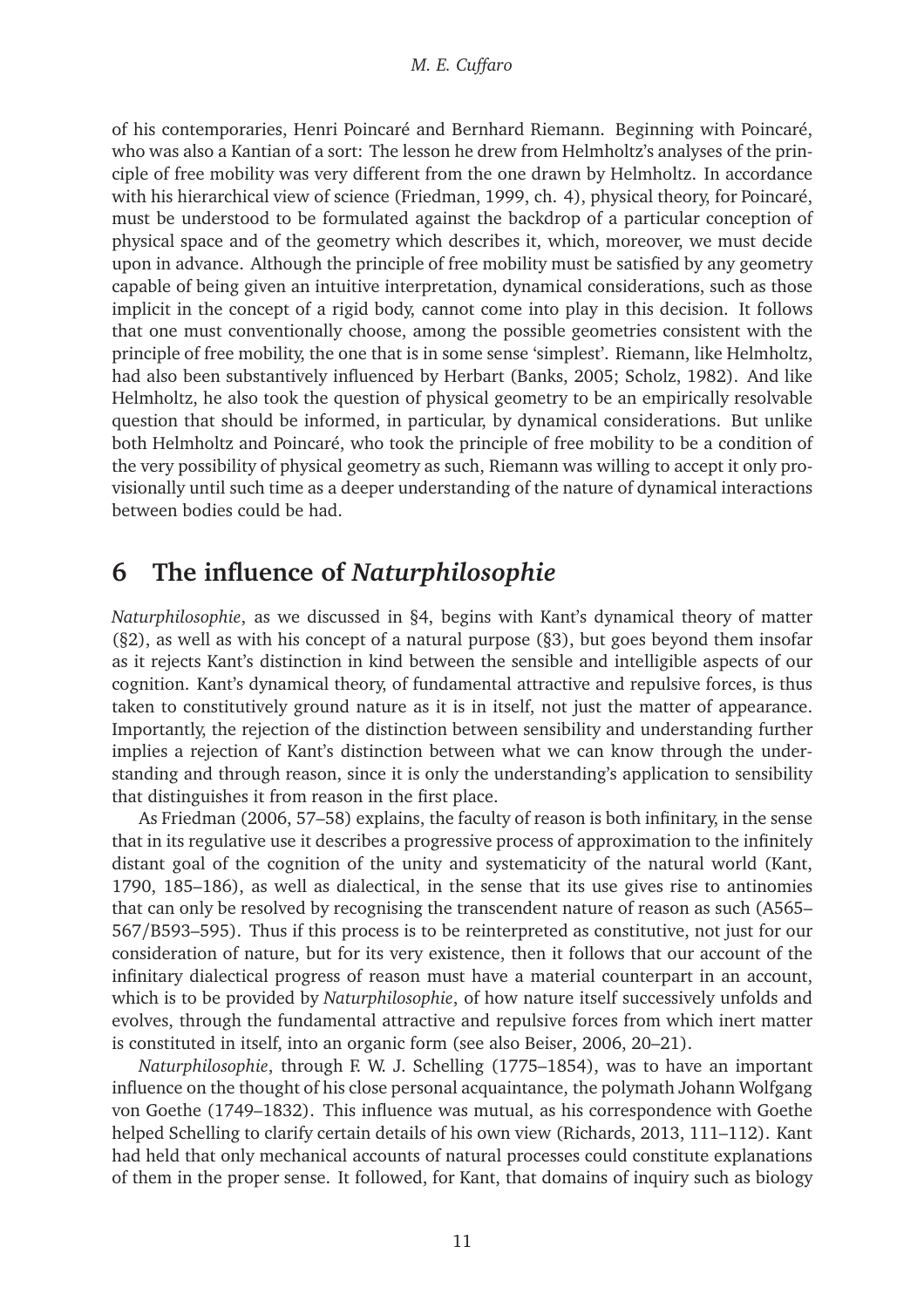of his contemporaries, Henri Poincaré and Bernhard Riemann. Beginning with Poincaré, who was also a Kantian of a sort: The lesson he drew from Helmholtz's analyses of the principle of free mobility was very different from the one drawn by Helmholtz. In accordance with his hierarchical view of science (Friedman, 1999, ch. 4), physical theory, for Poincaré, must be understood to be formulated against the backdrop of a particular conception of physical space and of the geometry which describes it, which, moreover, we must decide upon in advance. Although the principle of free mobility must be satisfied by any geometry capable of being given an intuitive interpretation, dynamical considerations, such as those implicit in the concept of a rigid body, cannot come into play in this decision. It follows that one must conventionally choose, among the possible geometries consistent with the principle of free mobility, the one that is in some sense 'simplest'. Riemann, like Helmholtz, had also been substantively influenced by Herbart (Banks, 2005; Scholz, 1982). And like Helmholtz, he also took the question of physical geometry to be an empirically resolvable question that should be informed, in particular, by dynamical considerations. But unlike both Helmholtz and Poincaré, who took the principle of free mobility to be a condition of the very possibility of physical geometry as such, Riemann was willing to accept it only provisionally until such time as a deeper understanding of the nature of dynamical interactions between bodies could be had.

## 6 The influence of *Naturphilosophie*

*Naturphilosophie*, as we discussed in §4, begins with Kant's dynamical theory of matter (§2), as well as with his concept of a natural purpose (§3), but goes beyond them insofar as it rejects Kant's distinction in kind between the sensible and intelligible aspects of our cognition. Kant's dynamical theory, of fundamental attractive and repulsive forces, is thus taken to constitutively ground nature as it is in itself, not just the matter of appearance. Importantly, the rejection of the distinction between sensibility and understanding further implies a rejection of Kant's distinction between what we can know through the understanding and through reason, since it is only the understanding's application to sensibility that distinguishes it from reason in the first place.

As Friedman (2006, 57–58) explains, the faculty of reason is both infinitary, in the sense that in its regulative use it describes a progressive process of approximation to the infinitely distant goal of the cognition of the unity and systematicity of the natural world (Kant, 1790, 185–186), as well as dialectical, in the sense that its use gives rise to antinomies that can only be resolved by recognising the transcendent nature of reason as such (A565–567/B593–595). Thus if this process is to be reinterpreted as constitutive, not just for our consideration of nature, but for its very existence, then it follows that our account of the infinitary dialectical progress of reason must have a material counterpart in an account, which is to be provided by *Naturphilosophie*, of how nature itself successively unfolds and evolves, through the fundamental attractive and repulsive forces from which inert matter is constituted in itself, into an organic form (see also Beiser, 2006, 20–21).

*Naturphilosophie*, through F. W. J. Schelling (1775–1854), was to have an important influence on the thought of his close personal acquaintance, the polymath Johann Wolfgang von Goethe (1749–1832). This influence was mutual, as his correspondence with Goethe helped Schelling to clarify certain details of his own view (Richards, 2013, 111–112). Kant had held that only mechanical accounts of natural processes could constitute explanations of them in the proper sense. It followed, for Kant, that domains of inquiry such as biology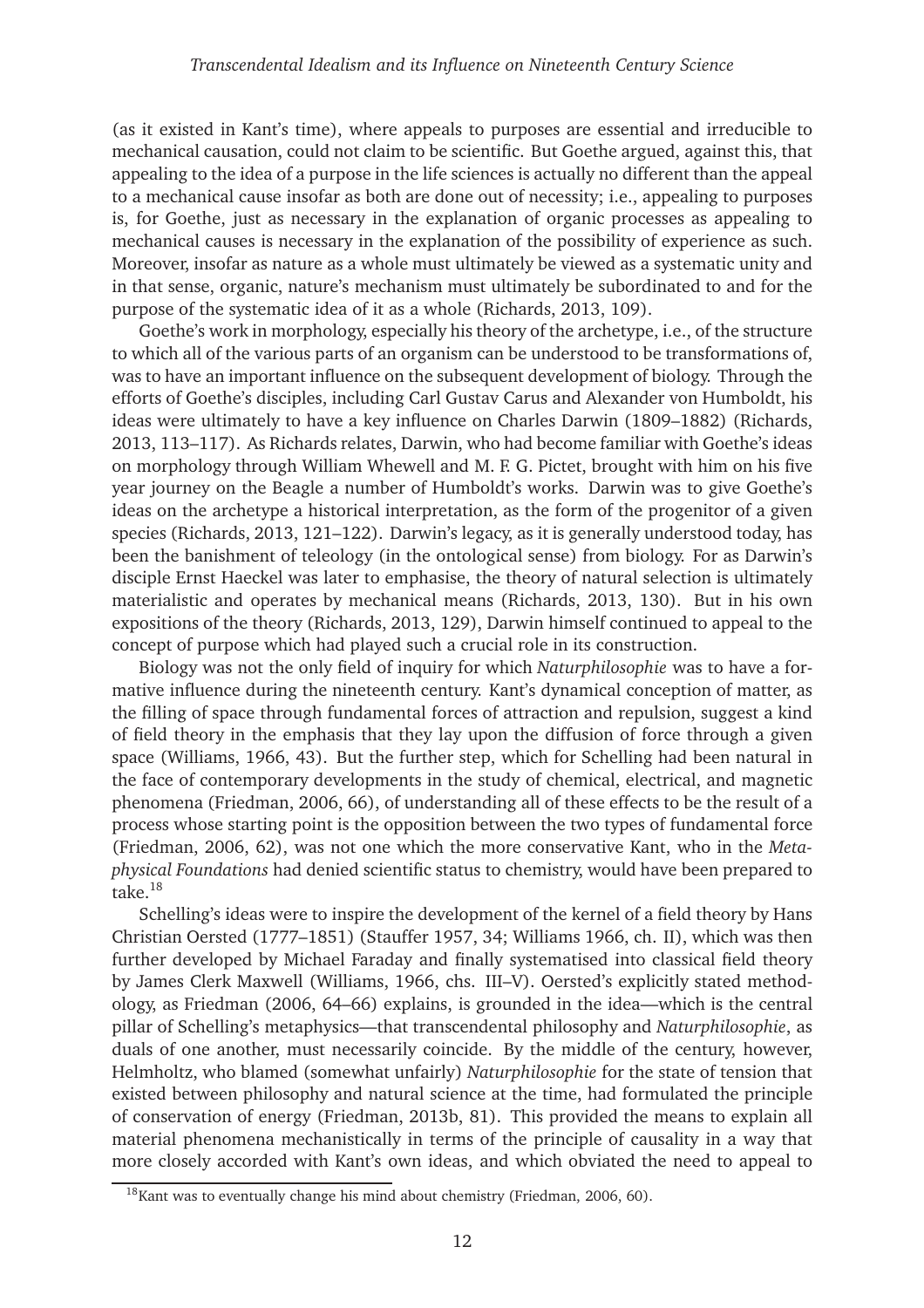(as it existed in Kant's time), where appeals to purposes are essential and irreducible to mechanical causation, could not claim to be scientific. But Goethe argued, against this, that appealing to the idea of a purpose in the life sciences is actually no different than the appeal to a mechanical cause insofar as both are done out of necessity; i.e., appealing to purposes is, for Goethe, just as necessary in the explanation of organic processes as appealing to mechanical causes is necessary in the explanation of the possibility of experience as such. Moreover, insofar as nature as a whole must ultimately be viewed as a systematic unity and in that sense, organic, nature's mechanism must ultimately be subordinated to and for the purpose of the systematic idea of it as a whole (Richards, 2013, 109).

Goethe's work in morphology, especially his theory of the archetype, i.e., of the structure to which all of the various parts of an organism can be understood to be transformations of, was to have an important influence on the subsequent development of biology. Through the efforts of Goethe's disciples, including Carl Gustav Carus and Alexander von Humboldt, his ideas were ultimately to have a key influence on Charles Darwin (1809–1882) (Richards, 2013, 113–117). As Richards relates, Darwin, who had become familiar with Goethe's ideas on morphology through William Whewell and M. F. G. Pictet, brought with him on his five year journey on the Beagle a number of Humboldt's works. Darwin was to give Goethe's ideas on the archetype a historical interpretation, as the form of the progenitor of a given species (Richards, 2013, 121–122). Darwin's legacy, as it is generally understood today, has been the banishment of teleology (in the ontological sense) from biology. For as Darwin's disciple Ernst Haeckel was later to emphasise, the theory of natural selection is ultimately materialistic and operates by mechanical means (Richards, 2013, 130). But in his own expositions of the theory (Richards, 2013, 129), Darwin himself continued to appeal to the concept of purpose which had played such a crucial role in its construction.

Biology was not the only field of inquiry for which *Naturphilosophie* was to have a formative influence during the nineteenth century. Kant's dynamical conception of matter, as the filling of space through fundamental forces of attraction and repulsion, suggest a kind of field theory in the emphasis that they lay upon the diffusion of force through a given space (Williams, 1966, 43). But the further step, which for Schelling had been natural in the face of contemporary developments in the study of chemical, electrical, and magnetic phenomena (Friedman, 2006, 66), of understanding all of these effects to be the result of a process whose starting point is the opposition between the two types of fundamental force (Friedman, 2006, 62), was not one which the more conservative Kant, who in the *Metaphysical Foundations* had denied scientific status to chemistry, would have been prepared to take.[18]

Schelling's ideas were to inspire the development of the kernel of a field theory by Hans Christian Oersted (1777–1851) (Stauffer 1957, 34; Williams 1966, ch. II), which was then further developed by Michael Faraday and finally systematised into classical field theory by James Clerk Maxwell (Williams, 1966, chs. III–V). Oersted's explicitly stated methodology, as Friedman (2006, 64–66) explains, is grounded in the idea—which is the central pillar of Schelling's metaphysics—that transcendental philosophy and *Naturphilosophie*, as duals of one another, must necessarily coincide. By the middle of the century, however, Helmholtz, who blamed (somewhat unfairly) *Naturphilosophie* for the state of tension that existed between philosophy and natural science at the time, had formulated the principle of conservation of energy (Friedman, 2013b, 81). This provided the means to explain all material phenomena mechanistically in terms of the principle of causality in a way that more closely accorded with Kant's own ideas, and which obviated the need to appeal to

[18] Kant was to eventually change his mind about chemistry (Friedman, 2006, 60).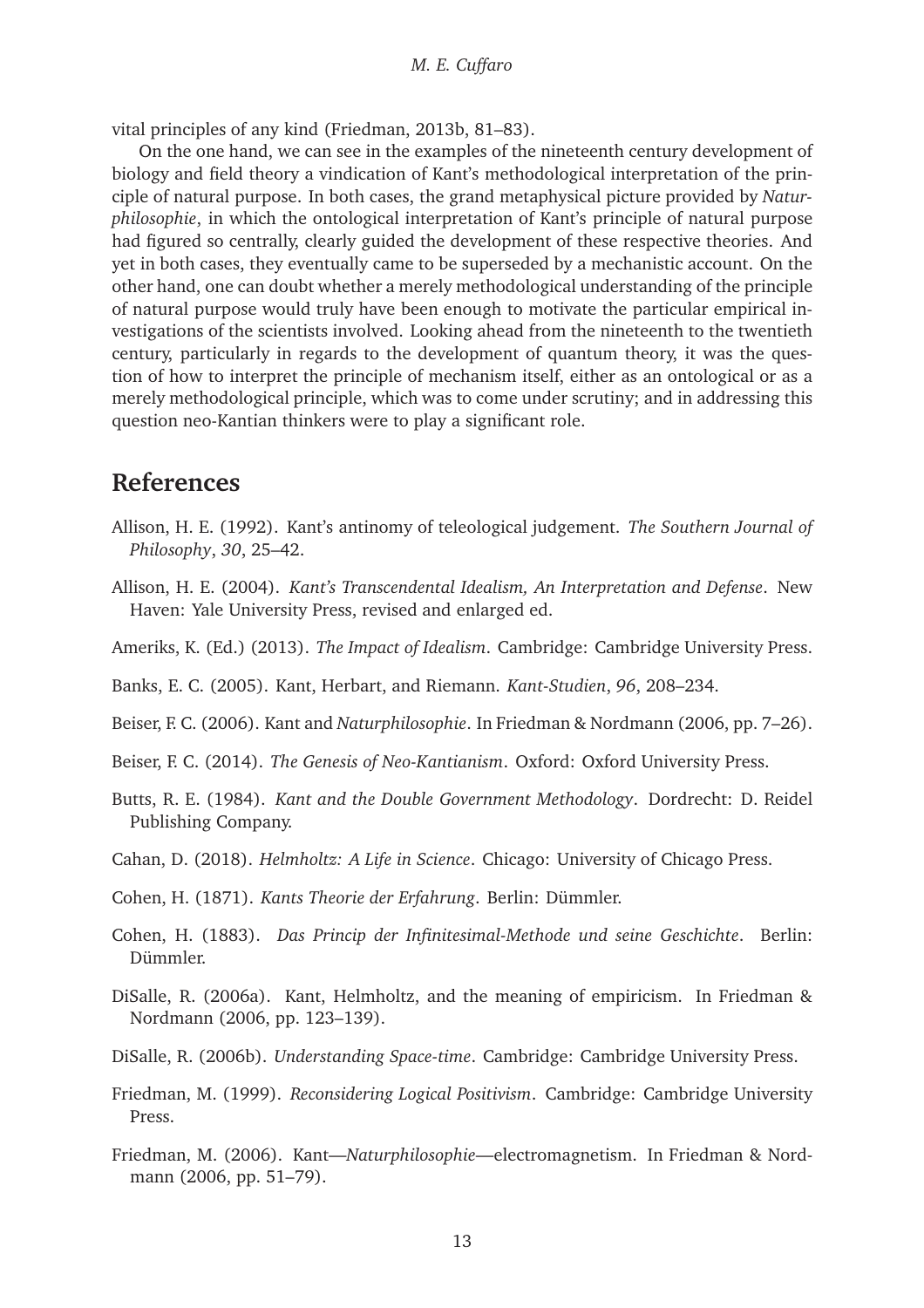vital principles of any kind (Friedman, 2013b, 81–83).

On the one hand, we can see in the examples of the nineteenth century development of biology and field theory a vindication of Kant's methodological interpretation of the principle of natural purpose. In both cases, the grand metaphysical picture provided by *Naturphilosophie*, in which the ontological interpretation of Kant's principle of natural purpose had figured so centrally, clearly guided the development of these respective theories. And yet in both cases, they eventually came to be superseded by a mechanistic account. On the other hand, one can doubt whether a merely methodological understanding of the principle of natural purpose would truly have been enough to motivate the particular empirical investigations of the scientists involved. Looking ahead from the nineteenth to the twentieth century, particularly in regards to the development of quantum theory, it was the question of how to interpret the principle of mechanism itself, either as an ontological or as a merely methodological principle, which was to come under scrutiny; and in addressing this question neo-Kantian thinkers were to play a significant role.

## References

Allison, H. E. (1992). Kant's antinomy of teleological judgement. *The Southern Journal of Philosophy*, *30*, 25–42.

Allison, H. E. (2004). *Kant's Transcendental Idealism, An Interpretation and Defense*. New Haven: Yale University Press, revised and enlarged ed.

Ameriks, K. (Ed.) (2013). *The Impact of Idealism*. Cambridge: Cambridge University Press.

Banks, E. C. (2005). Kant, Herbart, and Riemann. *Kant-Studien*, *96*, 208–234.

Beiser, F. C. (2006). Kant and *Naturphilosophie*. In Friedman & Nordmann (2006, pp. 7–26).

Beiser, F. C. (2014). *The Genesis of Neo-Kantianism*. Oxford: Oxford University Press.

Butts, R. E. (1984). *Kant and the Double Government Methodology*. Dordrecht: D. Reidel Publishing Company.

Cahan, D. (2018). *Helmholtz: A Life in Science*. Chicago: University of Chicago Press.

Cohen, H. (1871). *Kants Theorie der Erfahrung*. Berlin: Dümmler.

Cohen, H. (1883). *Das Princip der Infinitesimal-Methode und seine Geschichte*. Berlin: Dümmler.

DiSalle, R. (2006a). Kant, Helmholtz, and the meaning of empiricism. In Friedman & Nordmann (2006, pp. 123–139).

DiSalle, R. (2006b). *Understanding Space-time*. Cambridge: Cambridge University Press.

Friedman, M. (1999). *Reconsidering Logical Positivism*. Cambridge: Cambridge University Press.

Friedman, M. (2006). Kant—*Naturphilosophie*—electromagnetism. In Friedman & Nordmann (2006, pp. 51–79).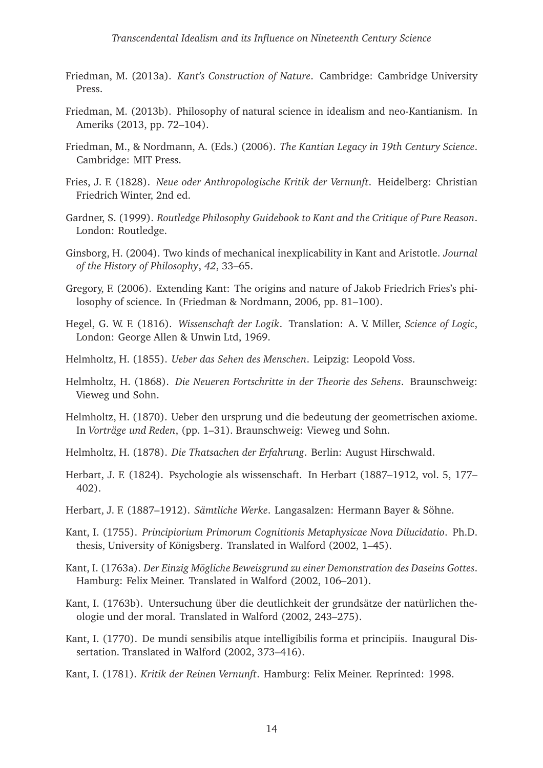Friedman, M. (2013a). *Kant's Construction of Nature*. Cambridge: Cambridge University Press.

Friedman, M. (2013b). Philosophy of natural science in idealism and neo-Kantianism. In Ameriks (2013, pp. 72–104).

Friedman, M., & Nordmann, A. (Eds.) (2006). *The Kantian Legacy in 19th Century Science*. Cambridge: MIT Press.

Fries, J. F. (1828). *Neue oder Anthropologische Kritik der Vernunft*. Heidelberg: Christian Friedrich Winter, 2nd ed.

Gardner, S. (1999). *Routledge Philosophy Guidebook to Kant and the Critique of Pure Reason*. London: Routledge.

Ginsborg, H. (2004). Two kinds of mechanical inexplicability in Kant and Aristotle. *Journal of the History of Philosophy*, *42*, 33–65.

Gregory, F. (2006). Extending Kant: The origins and nature of Jakob Friedrich Fries's philosophy of science. In (Friedman & Nordmann, 2006, pp. 81–100).

Hegel, G. W. F. (1816). *Wissenschaft der Logik*. Translation: A. V. Miller, *Science of Logic*, London: George Allen & Unwin Ltd, 1969.

Helmholtz, H. (1855). *Ueber das Sehen des Menschen*. Leipzig: Leopold Voss.

Helmholtz, H. (1868). *Die Neueren Fortschritte in der Theorie des Sehens*. Braunschweig: Vieweg und Sohn.

Helmholtz, H. (1870). Ueber den ursprung und die bedeutung der geometrischen axiome. In *Vorträge und Reden*, (pp. 1–31). Braunschweig: Vieweg und Sohn.

Helmholtz, H. (1878). *Die Thatsachen der Erfahrung*. Berlin: August Hirschwald.

Herbart, J. F. (1824). Psychologie als wissenschaft. In Herbart (1887–1912, vol. 5, 177–402).

Herbart, J. F. (1887–1912). *Sämtliche Werke*. Langasalzen: Hermann Bayer & Söhne.

Kant, I. (1755). *Principiorium Primorum Cognitionis Metaphysicae Nova Dilucidatio*. Ph.D. thesis, University of Königsberg. Translated in Walford (2002, 1–45).

Kant, I. (1763a). *Der Einzig Mögliche Beweisgrund zu einer Demonstration des Daseins Gottes*. Hamburg: Felix Meiner. Translated in Walford (2002, 106–201).

Kant, I. (1763b). Untersuchung über die deutlichkeit der grundsätze der natürlichen theologie und der moral. Translated in Walford (2002, 243–275).

Kant, I. (1770). De mundi sensibilis atque intelligibilis forma et principiis. Inaugural Dissertation. Translated in Walford (2002, 373–416).

Kant, I. (1781). *Kritik der Reinen Vernunft*. Hamburg: Felix Meiner. Reprinted: 1998.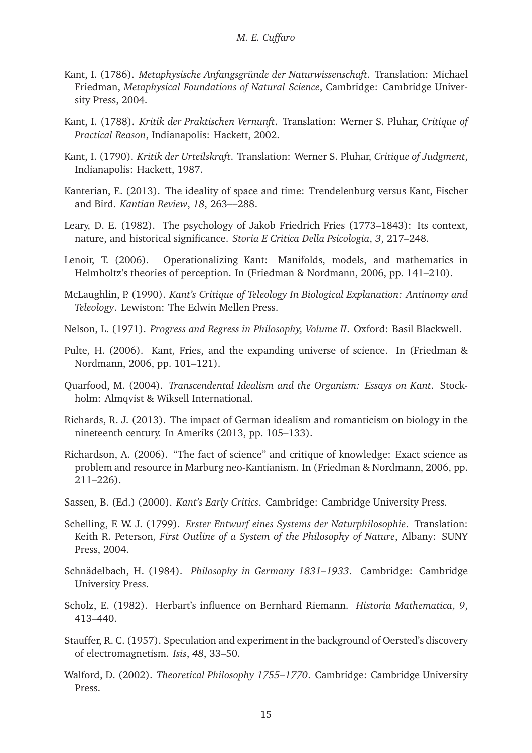Kant, I. (1786). *Metaphysische Anfangsgründe der Naturwissenschaft*. Translation: Michael Friedman, *Metaphysical Foundations of Natural Science*, Cambridge: Cambridge University Press, 2004.

Kant, I. (1788). *Kritik der Praktischen Vernunft*. Translation: Werner S. Pluhar, *Critique of Practical Reason*, Indianapolis: Hackett, 2002.

Kant, I. (1790). *Kritik der Urteilskraft*. Translation: Werner S. Pluhar, *Critique of Judgment*, Indianapolis: Hackett, 1987.

Kanterian, E. (2013). The ideality of space and time: Trendelenburg versus Kant, Fischer and Bird. *Kantian Review*, *18*, 263—288.

Leary, D. E. (1982). The psychology of Jakob Friedrich Fries (1773–1843): Its context, nature, and historical significance. *Storia E Critica Della Psicologia*, *3*, 217–248.

Lenoir, T. (2006). Operationalizing Kant: Manifolds, models, and mathematics in Helmholtz's theories of perception. In (Friedman & Nordmann, 2006, pp. 141–210).

McLaughlin, P. (1990). *Kant's Critique of Teleology In Biological Explanation: Antinomy and Teleology*. Lewiston: The Edwin Mellen Press.

Nelson, L. (1971). *Progress and Regress in Philosophy, Volume II*. Oxford: Basil Blackwell.

Pulte, H. (2006). Kant, Fries, and the expanding universe of science. In (Friedman & Nordmann, 2006, pp. 101–121).

Quarfood, M. (2004). *Transcendental Idealism and the Organism: Essays on Kant*. Stockholm: Almqvist & Wiksell International.

Richards, R. J. (2013). The impact of German idealism and romanticism on biology in the nineteenth century. In Ameriks (2013, pp. 105–133).

Richardson, A. (2006). "The fact of science" and critique of knowledge: Exact science as problem and resource in Marburg neo-Kantianism. In (Friedman & Nordmann, 2006, pp. 211–226).

Sassen, B. (Ed.) (2000). *Kant's Early Critics*. Cambridge: Cambridge University Press.

Schelling, F. W. J. (1799). *Erster Entwurf eines Systems der Naturphilosophie*. Translation: Keith R. Peterson, *First Outline of a System of the Philosophy of Nature*, Albany: SUNY Press, 2004.

Schnädelbach, H. (1984). *Philosophy in Germany 1831–1933*. Cambridge: Cambridge University Press.

Scholz, E. (1982). Herbart's influence on Bernhard Riemann. *Historia Mathematica*, *9*, 413–440.

Stauffer, R. C. (1957). Speculation and experiment in the background of Oersted's discovery of electromagnetism. *Isis*, *48*, 33–50.

Walford, D. (2002). *Theoretical Philosophy 1755–1770*. Cambridge: Cambridge University Press.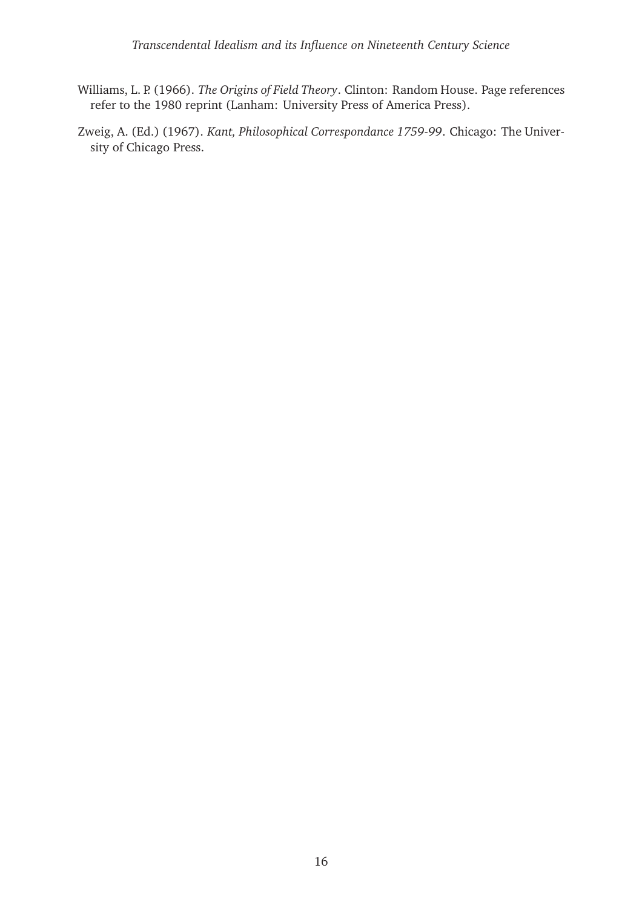Williams, L. P. (1966). *The Origins of Field Theory*. Clinton: Random House. Page references refer to the 1980 reprint (Lanham: University Press of America Press).

Zweig, A. (Ed.) (1967). *Kant, Philosophical Correspondance 1759-99*. Chicago: The University of Chicago Press.